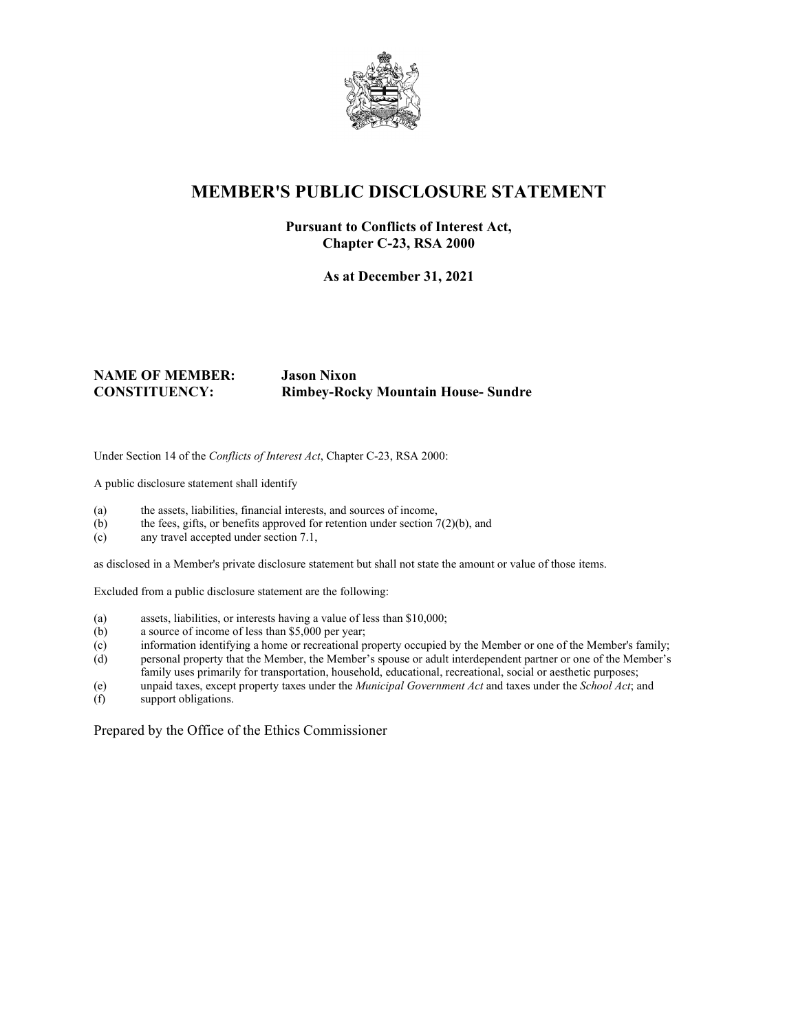# MEMBER'S PUBLIC DISCLOSURE STATEMENT

**Pursuant to Conflicts of Interest Act, Chapter C-23, RSA 2000**

**As at December 31, 2021**

**NAME OF MEMBER:** **Jason Nixon**
**CONSTITUENCY:** **Rimbey-Rocky Mountain House- Sundre**

Under Section 14 of the *Conflicts of Interest Act*, Chapter C-23, RSA 2000:

A public disclosure statement shall identify

(a) the assets, liabilities, financial interests, and sources of income,
(b) the fees, gifts, or benefits approved for retention under section 7(2)(b), and
(c) any travel accepted under section 7.1,

as disclosed in a Member's private disclosure statement but shall not state the amount or value of those items.

Excluded from a public disclosure statement are the following:

(a) assets, liabilities, or interests having a value of less than $10,000;
(b) a source of income of less than $5,000 per year;
(c) information identifying a home or recreational property occupied by the Member or one of the Member's family;
(d) personal property that the Member, the Member's spouse or adult interdependent partner or one of the Member's family uses primarily for transportation, household, educational, recreational, social or aesthetic purposes;
(e) unpaid taxes, except property taxes under the *Municipal Government Act* and taxes under the *School Act*; and
(f) support obligations.

Prepared by the Office of the Ethics Commissioner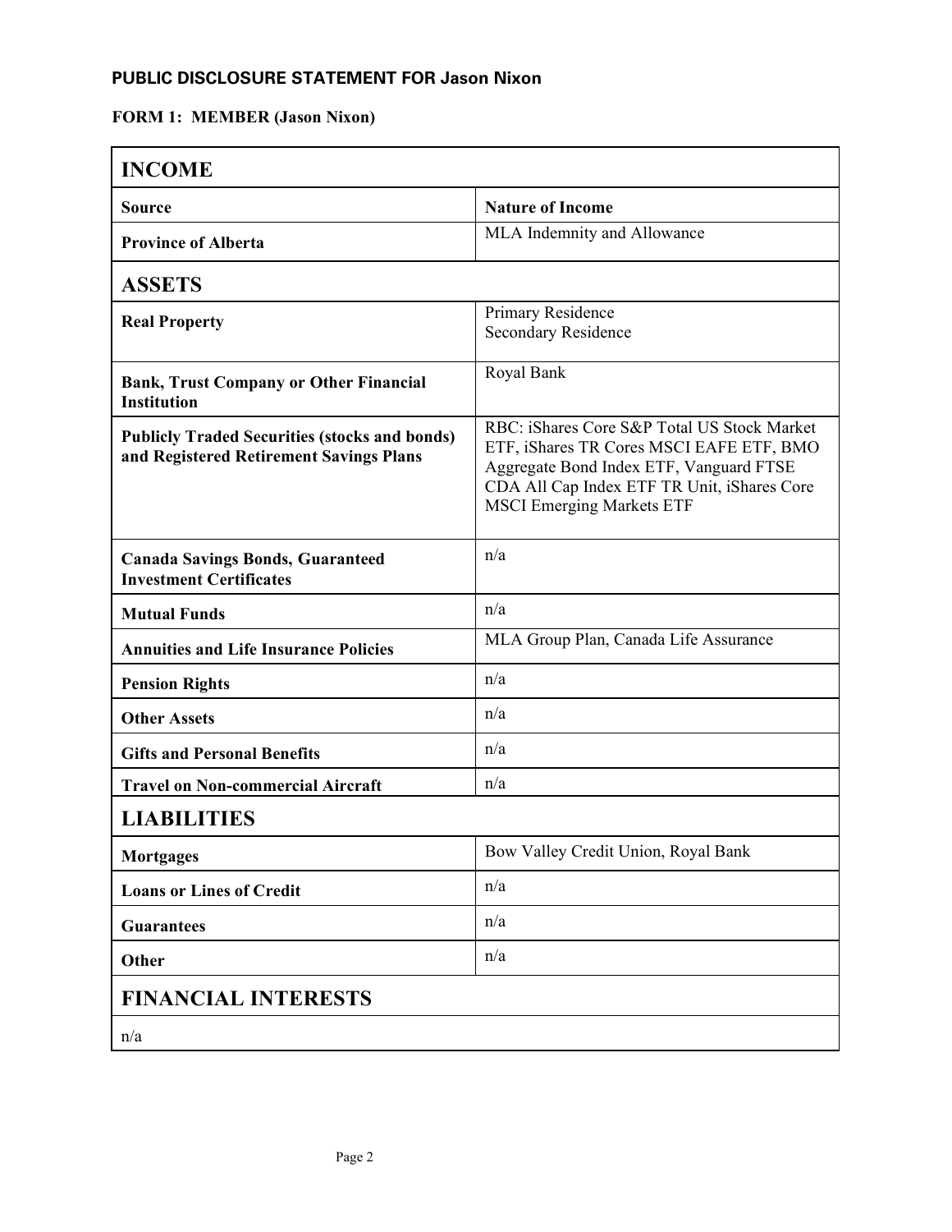## PUBLIC DISCLOSURE STATEMENT FOR Jason Nixon

**FORM 1: MEMBER (Jason Nixon)**

| **INCOME** | |
|---|---|
| **Source** | **Nature of Income** |
| **Province of Alberta** | MLA Indemnity and Allowance |
| **ASSETS** | |
| **Real Property** | Primary Residence<br>Secondary Residence |
| **Bank, Trust Company or Other Financial Institution** | Royal Bank |
| **Publicly Traded Securities (stocks and bonds) and Registered Retirement Savings Plans** | RBC: iShares Core S&P Total US Stock Market ETF, iShares TR Cores MSCI EAFE ETF, BMO Aggregate Bond Index ETF, Vanguard FTSE CDA All Cap Index ETF TR Unit, iShares Core MSCI Emerging Markets ETF |
| **Canada Savings Bonds, Guaranteed Investment Certificates** | n/a |
| **Mutual Funds** | n/a |
| **Annuities and Life Insurance Policies** | MLA Group Plan, Canada Life Assurance |
| **Pension Rights** | n/a |
| **Other Assets** | n/a |
| **Gifts and Personal Benefits** | n/a |
| **Travel on Non-commercial Aircraft** | n/a |
| **LIABILITIES** | |
| **Mortgages** | Bow Valley Credit Union, Royal Bank |
| **Loans or Lines of Credit** | n/a |
| **Guarantees** | n/a |
| **Other** | n/a |
| **FINANCIAL INTERESTS** | |
| n/a | |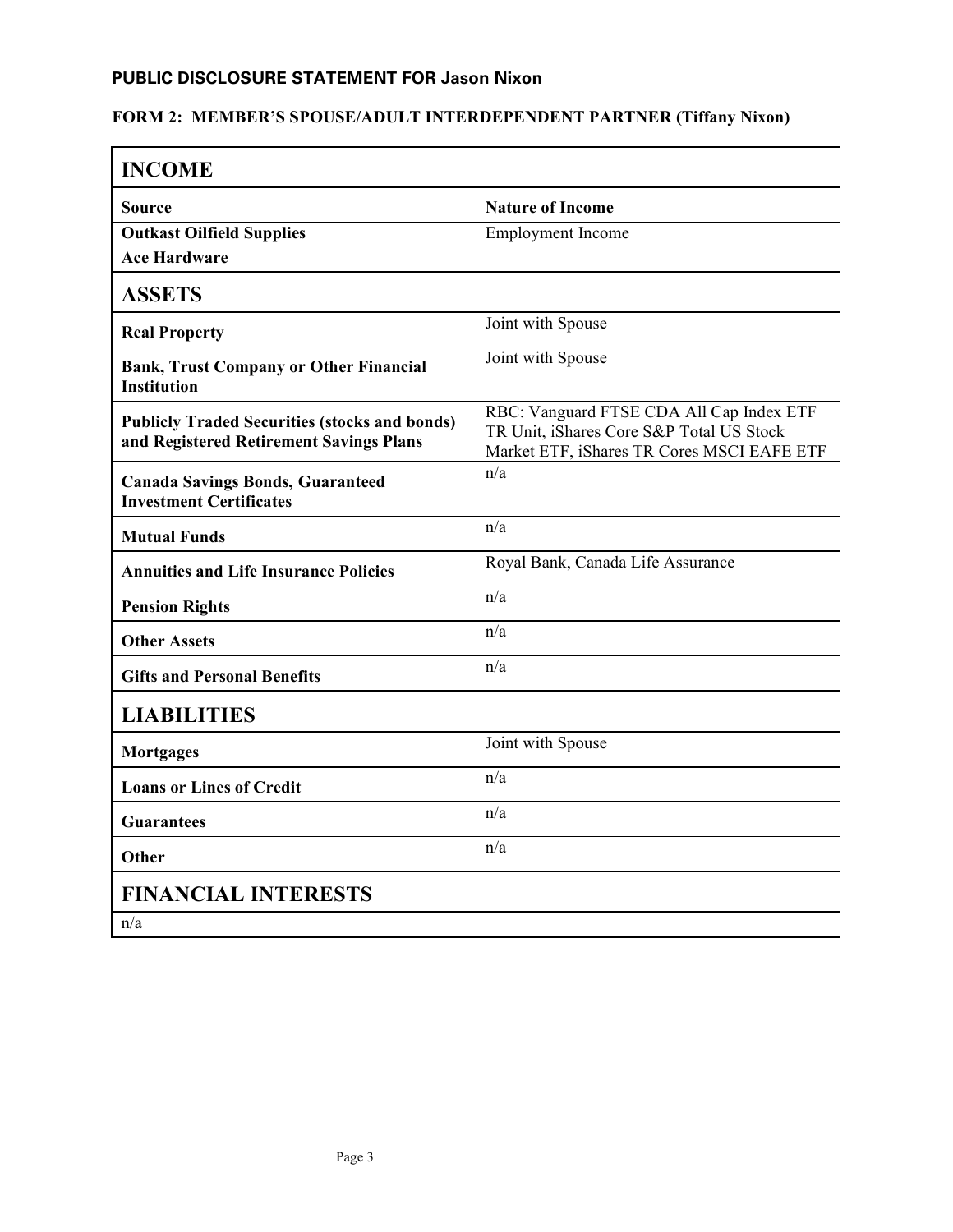**PUBLIC DISCLOSURE STATEMENT FOR Jason Nixon**

**FORM 2: MEMBER'S SPOUSE/ADULT INTERDEPENDENT PARTNER (Tiffany Nixon)**

## INCOME

| Source | Nature of Income |
|---|---|
| **Outkast Oilfield Supplies**<br>**Ace Hardware** | Employment Income |

## ASSETS

| | |
|---|---|
| **Real Property** | Joint with Spouse |
| **Bank, Trust Company or Other Financial Institution** | Joint with Spouse |
| **Publicly Traded Securities (stocks and bonds) and Registered Retirement Savings Plans** | RBC: Vanguard FTSE CDA All Cap Index ETF TR Unit, iShares Core S&P Total US Stock Market ETF, iShares TR Cores MSCI EAFE ETF |
| **Canada Savings Bonds, Guaranteed Investment Certificates** | n/a |
| **Mutual Funds** | n/a |
| **Annuities and Life Insurance Policies** | Royal Bank, Canada Life Assurance |
| **Pension Rights** | n/a |
| **Other Assets** | n/a |
| **Gifts and Personal Benefits** | n/a |

## LIABILITIES

| | |
|---|---|
| **Mortgages** | Joint with Spouse |
| **Loans or Lines of Credit** | n/a |
| **Guarantees** | n/a |
| **Other** | n/a |

## FINANCIAL INTERESTS

n/a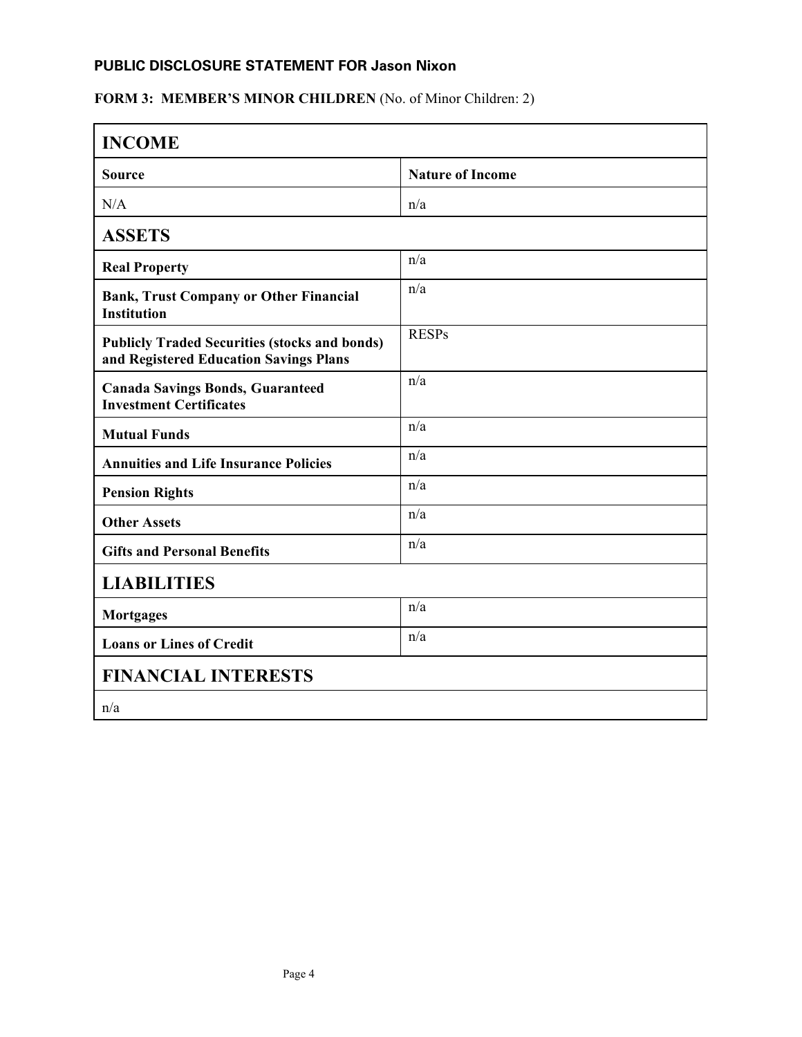**PUBLIC DISCLOSURE STATEMENT FOR Jason Nixon**

**FORM 3: MEMBER'S MINOR CHILDREN** (No. of Minor Children: 2)

| **INCOME** | |
|---|---|
| **Source** | **Nature of Income** |
| N/A | n/a |
| **ASSETS** | |
| **Real Property** | n/a |
| **Bank, Trust Company or Other Financial Institution** | n/a |
| **Publicly Traded Securities (stocks and bonds) and Registered Education Savings Plans** | RESPs |
| **Canada Savings Bonds, Guaranteed Investment Certificates** | n/a |
| **Mutual Funds** | n/a |
| **Annuities and Life Insurance Policies** | n/a |
| **Pension Rights** | n/a |
| **Other Assets** | n/a |
| **Gifts and Personal Benefits** | n/a |
| **LIABILITIES** | |
| **Mortgages** | n/a |
| **Loans or Lines of Credit** | n/a |
| **FINANCIAL INTERESTS** | |
| n/a | |